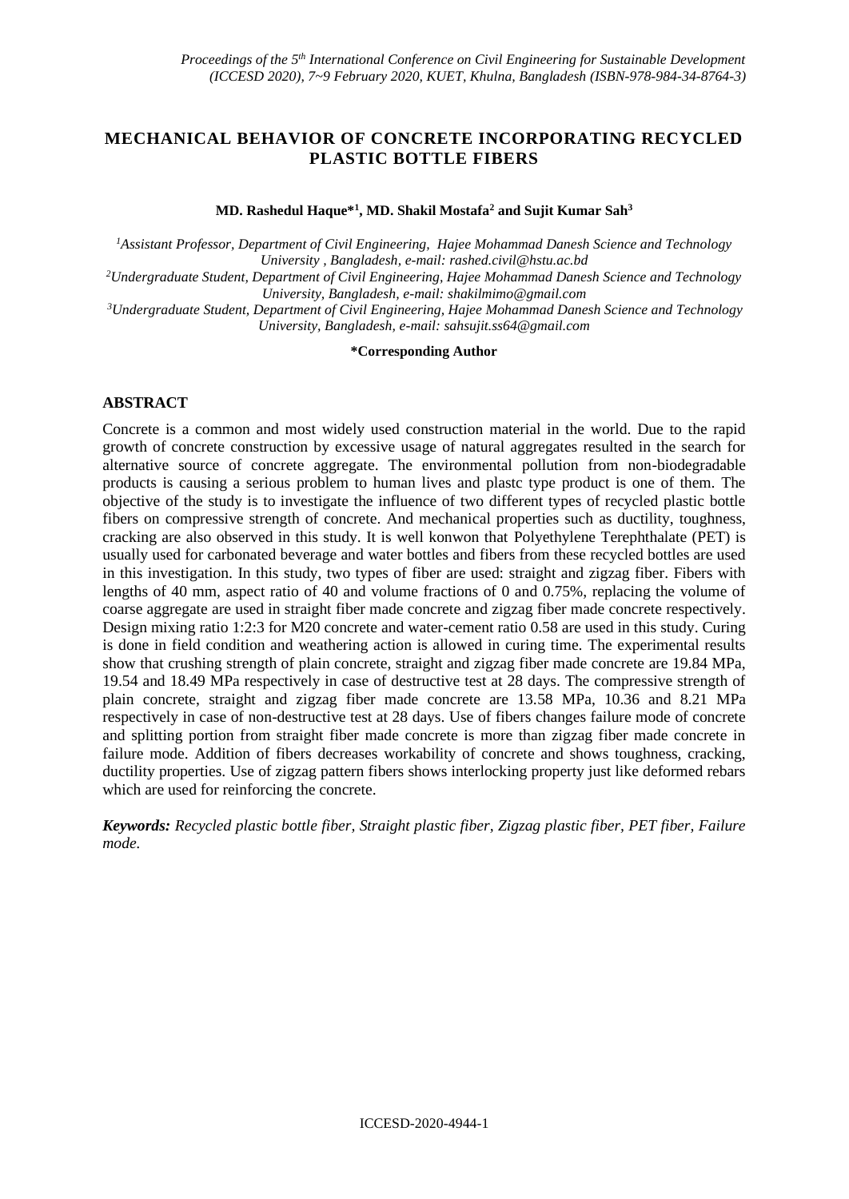# MECHANICAL BEHAVIOR OF CONCRETE INCORPORATING RECYCLED PLASTIC BOTTLE FIBERS

**MD. Rashedul Haque*[1], MD. Shakil Mostafa[2] and Sujit Kumar Sah[3]**

[1]*Assistant Professor, Department of Civil Engineering, Hajee Mohammad Danesh Science and Technology University , Bangladesh, e-mail: rashed.civil@hstu.ac.bd*

[2]*Undergraduate Student, Department of Civil Engineering, Hajee Mohammad Danesh Science and Technology University, Bangladesh, e-mail: shakilmimo@gmail.com*

[3]*Undergraduate Student, Department of Civil Engineering, Hajee Mohammad Danesh Science and Technology University, Bangladesh, e-mail: sahsujit.ss64@gmail.com*

**\*Corresponding Author**

## ABSTRACT

Concrete is a common and most widely used construction material in the world. Due to the rapid growth of concrete construction by excessive usage of natural aggregates resulted in the search for alternative source of concrete aggregate. The environmental pollution from non-biodegradable products is causing a serious problem to human lives and plastc type product is one of them. The objective of the study is to investigate the influence of two different types of recycled plastic bottle fibers on compressive strength of concrete. And mechanical properties such as ductility, toughness, cracking are also observed in this study. It is well konwon that Polyethylene Terephthalate (PET) is usually used for carbonated beverage and water bottles and fibers from these recycled bottles are used in this investigation. In this study, two types of fiber are used: straight and zigzag fiber. Fibers with lengths of 40 mm, aspect ratio of 40 and volume fractions of 0 and 0.75%, replacing the volume of coarse aggregate are used in straight fiber made concrete and zigzag fiber made concrete respectively. Design mixing ratio 1:2:3 for M20 concrete and water-cement ratio 0.58 are used in this study. Curing is done in field condition and weathering action is allowed in curing time. The experimental results show that crushing strength of plain concrete, straight and zigzag fiber made concrete are 19.84 MPa, 19.54 and 18.49 MPa respectively in case of destructive test at 28 days. The compressive strength of plain concrete, straight and zigzag fiber made concrete are 13.58 MPa, 10.36 and 8.21 MPa respectively in case of non-destructive test at 28 days. Use of fibers changes failure mode of concrete and splitting portion from straight fiber made concrete is more than zigzag fiber made concrete in failure mode. Addition of fibers decreases workability of concrete and shows toughness, cracking, ductility properties. Use of zigzag pattern fibers shows interlocking property just like deformed rebars which are used for reinforcing the concrete.

***Keywords:*** *Recycled plastic bottle fiber, Straight plastic fiber, Zigzag plastic fiber, PET fiber, Failure mode.*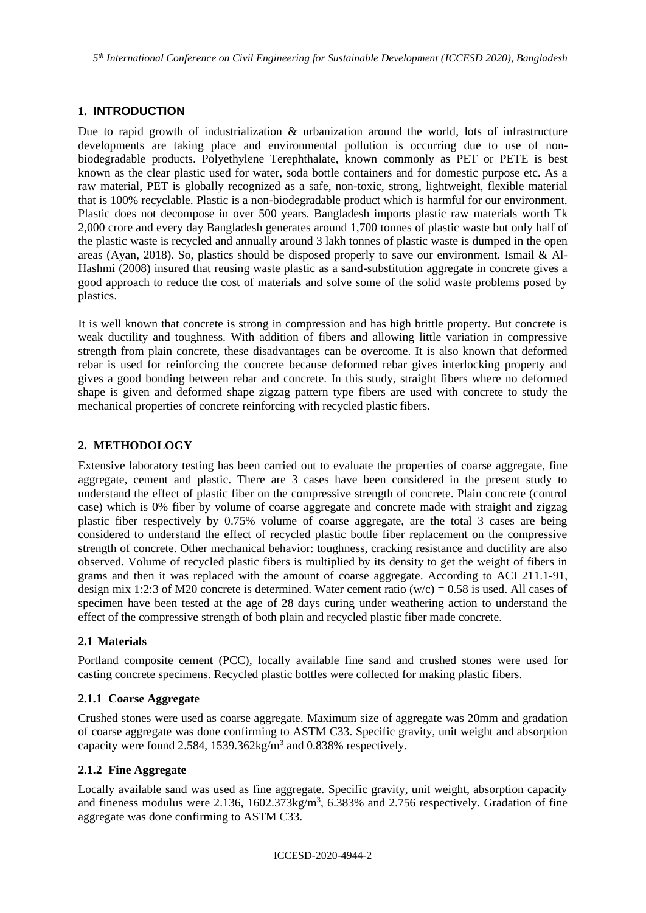## 1. INTRODUCTION

Due to rapid growth of industrialization & urbanization around the world, lots of infrastructure developments are taking place and environmental pollution is occurring due to use of non-biodegradable products. Polyethylene Terephthalate, known commonly as PET or PETE is best known as the clear plastic used for water, soda bottle containers and for domestic purpose etc. As a raw material, PET is globally recognized as a safe, non-toxic, strong, lightweight, flexible material that is 100% recyclable. Plastic is a non-biodegradable product which is harmful for our environment. Plastic does not decompose in over 500 years. Bangladesh imports plastic raw materials worth Tk 2,000 crore and every day Bangladesh generates around 1,700 tonnes of plastic waste but only half of the plastic waste is recycled and annually around 3 lakh tonnes of plastic waste is dumped in the open areas (Ayan, 2018). So, plastics should be disposed properly to save our environment. Ismail & Al-Hashmi (2008) insured that reusing waste plastic as a sand-substitution aggregate in concrete gives a good approach to reduce the cost of materials and solve some of the solid waste problems posed by plastics.

It is well known that concrete is strong in compression and has high brittle property. But concrete is weak ductility and toughness. With addition of fibers and allowing little variation in compressive strength from plain concrete, these disadvantages can be overcome. It is also known that deformed rebar is used for reinforcing the concrete because deformed rebar gives interlocking property and gives a good bonding between rebar and concrete. In this study, straight fibers where no deformed shape is given and deformed shape zigzag pattern type fibers are used with concrete to study the mechanical properties of concrete reinforcing with recycled plastic fibers.

## 2. METHODOLOGY

Extensive laboratory testing has been carried out to evaluate the properties of coarse aggregate, fine aggregate, cement and plastic. There are 3 cases have been considered in the present study to understand the effect of plastic fiber on the compressive strength of concrete. Plain concrete (control case) which is 0% fiber by volume of coarse aggregate and concrete made with straight and zigzag plastic fiber respectively by 0.75% volume of coarse aggregate, are the total 3 cases are being considered to understand the effect of recycled plastic bottle fiber replacement on the compressive strength of concrete. Other mechanical behavior: toughness, cracking resistance and ductility are also observed. Volume of recycled plastic fibers is multiplied by its density to get the weight of fibers in grams and then it was replaced with the amount of coarse aggregate. According to ACI 211.1-91, design mix 1:2:3 of M20 concrete is determined. Water cement ratio (w/c) = 0.58 is used. All cases of specimen have been tested at the age of 28 days curing under weathering action to understand the effect of the compressive strength of both plain and recycled plastic fiber made concrete.

### 2.1 Materials

Portland composite cement (PCC), locally available fine sand and crushed stones were used for casting concrete specimens. Recycled plastic bottles were collected for making plastic fibers.

#### 2.1.1 Coarse Aggregate

Crushed stones were used as coarse aggregate. Maximum size of aggregate was 20mm and gradation of coarse aggregate was done confirming to ASTM C33. Specific gravity, unit weight and absorption capacity were found 2.584, 1539.362kg/m$^3$ and 0.838% respectively.

#### 2.1.2 Fine Aggregate

Locally available sand was used as fine aggregate. Specific gravity, unit weight, absorption capacity and fineness modulus were 2.136, 1602.373kg/m$^3$, 6.383% and 2.756 respectively. Gradation of fine aggregate was done confirming to ASTM C33.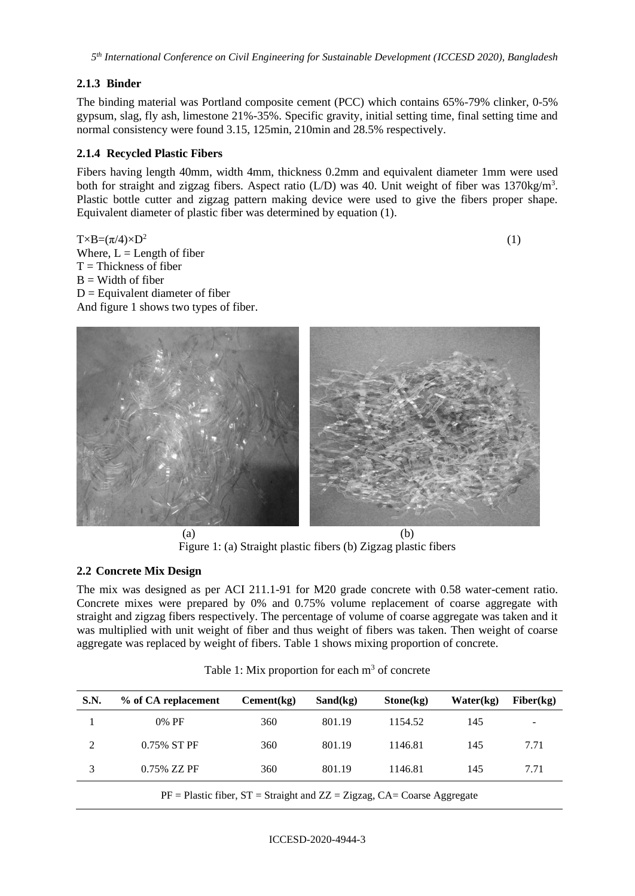### 2.1.3 Binder

The binding material was Portland composite cement (PCC) which contains 65%-79% clinker, 0-5% gypsum, slag, fly ash, limestone 21%-35%. Specific gravity, initial setting time, final setting time and normal consistency were found 3.15, 125min, 210min and 28.5% respectively.

### 2.1.4 Recycled Plastic Fibers

Fibers having length 40mm, width 4mm, thickness 0.2mm and equivalent diameter 1mm were used both for straight and zigzag fibers. Aspect ratio (L/D) was 40. Unit weight of fiber was 1370kg/m$^3$. Plastic bottle cutter and zigzag pattern making device were used to give the fibers proper shape. Equivalent diameter of plastic fiber was determined by equation (1).

$$T \times B = (\pi/4) \times D^2 \quad (1)$$

Where, L = Length of fiber
T = Thickness of fiber
B = Width of fiber
D = Equivalent diameter of fiber
And figure 1 shows two types of fiber.

(a) (b)
Figure 1: (a) Straight plastic fibers (b) Zigzag plastic fibers

## 2.2 Concrete Mix Design

The mix was designed as per ACI 211.1-91 for M20 grade concrete with 0.58 water-cement ratio. Concrete mixes were prepared by 0% and 0.75% volume replacement of coarse aggregate with straight and zigzag fibers respectively. The percentage of volume of coarse aggregate was taken and it was multiplied with unit weight of fiber and thus weight of fibers was taken. Then weight of coarse aggregate was replaced by weight of fibers. Table 1 shows mixing proportion of concrete.

Table 1: Mix proportion for each m$^3$ of concrete

| S.N. | % of CA replacement | Cement(kg) | Sand(kg) | Stone(kg) | Water(kg) | Fiber(kg) |
|---|---|---|---|---|---|---|
| 1 | 0% PF | 360 | 801.19 | 1154.52 | 145 | - |
| 2 | 0.75% ST PF | 360 | 801.19 | 1146.81 | 145 | 7.71 |
| 3 | 0.75% ZZ PF | 360 | 801.19 | 1146.81 | 145 | 7.71 |

PF = Plastic fiber, ST = Straight and ZZ = Zigzag, CA= Coarse Aggregate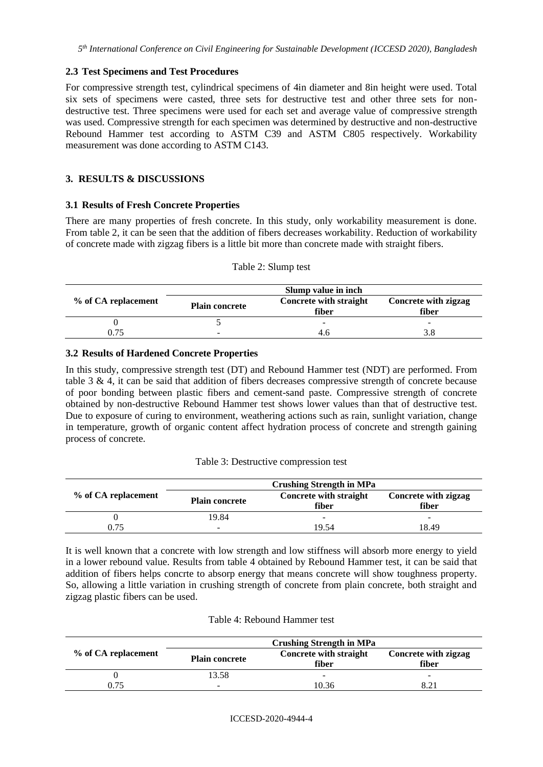### 2.3 Test Specimens and Test Procedures

For compressive strength test, cylindrical specimens of 4in diameter and 8in height were used. Total six sets of specimens were casted, three sets for destructive test and other three sets for non-destructive test. Three specimens were used for each set and average value of compressive strength was used. Compressive strength for each specimen was determined by destructive and non-destructive Rebound Hammer test according to ASTM C39 and ASTM C805 respectively. Workability measurement was done according to ASTM C143.

## 3. RESULTS & DISCUSSIONS

### 3.1 Results of Fresh Concrete Properties

There are many properties of fresh concrete. In this study, only workability measurement is done. From table 2, it can be seen that the addition of fibers decreases workability. Reduction of workability of concrete made with zigzag fibers is a little bit more than concrete made with straight fibers.

Table 2: Slump test

| % of CA replacement | Slump value in inch | | |
|---|---|---|---|
| | Plain concrete | Concrete with straight fiber | Concrete with zigzag fiber |
| 0 | 5 | - | - |
| 0.75 | - | 4.6 | 3.8 |

### 3.2 Results of Hardened Concrete Properties

In this study, compressive strength test (DT) and Rebound Hammer test (NDT) are performed. From table 3 & 4, it can be said that addition of fibers decreases compressive strength of concrete because of poor bonding between plastic fibers and cement-sand paste. Compressive strength of concrete obtained by non-destructive Rebound Hammer test shows lower values than that of destructive test. Due to exposure of curing to environment, weathering actions such as rain, sunlight variation, change in temperature, growth of organic content affect hydration process of concrete and strength gaining process of concrete.

Table 3: Destructive compression test

| % of CA replacement | Crushing Strength in MPa | | |
|---|---|---|---|
| | Plain concrete | Concrete with straight fiber | Concrete with zigzag fiber |
| 0 | 19.84 | - | - |
| 0.75 | - | 19.54 | 18.49 |

It is well known that a concrete with low strength and low stiffness will absorb more energy to yield in a lower rebound value. Results from table 4 obtained by Rebound Hammer test, it can be said that addition of fibers helps concrte to absorp energy that means concrete will show toughness property. So, allowing a little variation in crushing strength of concrete from plain concrete, both straight and zigzag plastic fibers can be used.

Table 4: Rebound Hammer test

| % of CA replacement | Crushing Strength in MPa | | |
|---|---|---|---|
| | Plain concrete | Concrete with straight fiber | Concrete with zigzag fiber |
| 0 | 13.58 | - | - |
| 0.75 | - | 10.36 | 8.21 |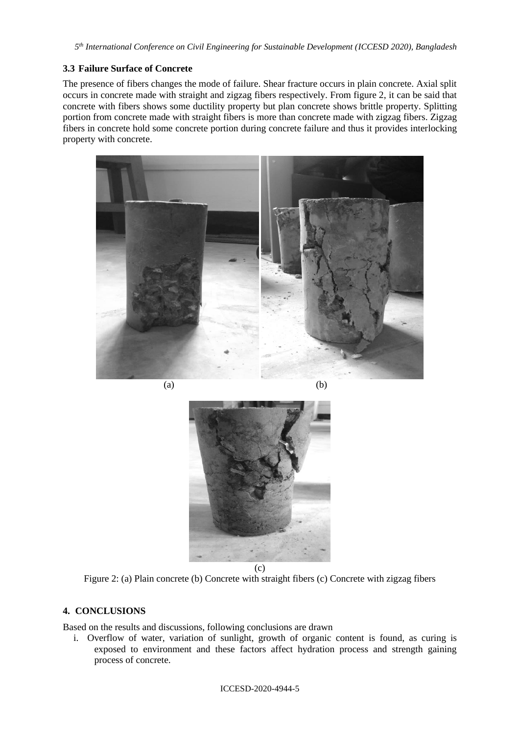### 3.3 Failure Surface of Concrete

The presence of fibers changes the mode of failure. Shear fracture occurs in plain concrete. Axial split occurs in concrete made with straight and zigzag fibers respectively. From figure 2, it can be said that concrete with fibers shows some ductility property but plan concrete shows brittle property. Splitting portion from concrete made with straight fibers is more than concrete made with zigzag fibers. Zigzag fibers in concrete hold some concrete portion during concrete failure and thus it provides interlocking property with concrete.

(a) (b)

(c)

Figure 2: (a) Plain concrete (b) Concrete with straight fibers (c) Concrete with zigzag fibers

## 4. CONCLUSIONS

Based on the results and discussions, following conclusions are drawn

i. Overflow of water, variation of sunlight, growth of organic content is found, as curing is exposed to environment and these factors affect hydration process and strength gaining process of concrete.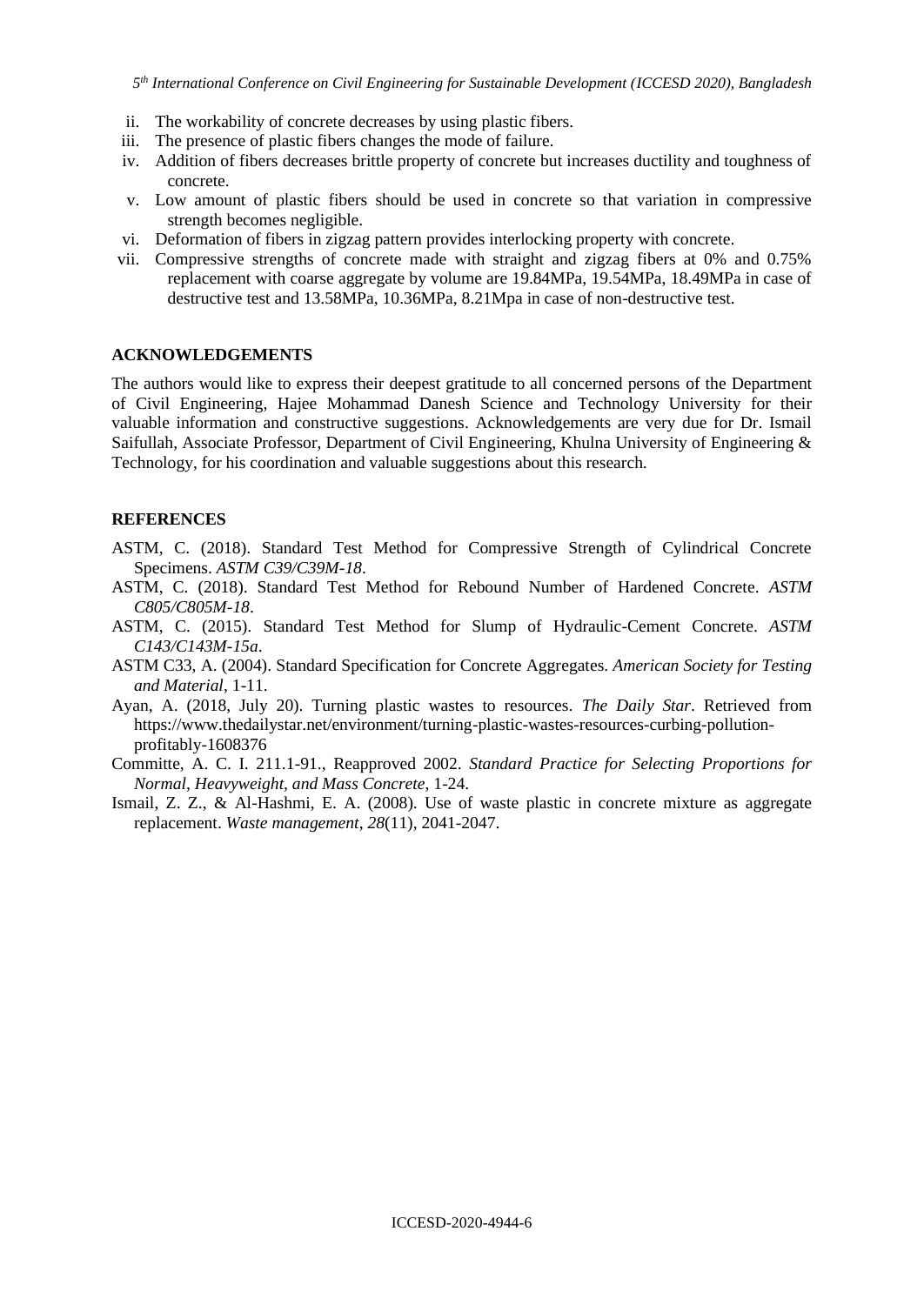ii. The workability of concrete decreases by using plastic fibers.
iii. The presence of plastic fibers changes the mode of failure.
iv. Addition of fibers decreases brittle property of concrete but increases ductility and toughness of concrete.
v. Low amount of plastic fibers should be used in concrete so that variation in compressive strength becomes negligible.
vi. Deformation of fibers in zigzag pattern provides interlocking property with concrete.
vii. Compressive strengths of concrete made with straight and zigzag fibers at 0% and 0.75% replacement with coarse aggregate by volume are 19.84MPa, 19.54MPa, 18.49MPa in case of destructive test and 13.58MPa, 10.36MPa, 8.21Mpa in case of non-destructive test.

## ACKNOWLEDGEMENTS

The authors would like to express their deepest gratitude to all concerned persons of the Department of Civil Engineering, Hajee Mohammad Danesh Science and Technology University for their valuable information and constructive suggestions. Acknowledgements are very due for Dr. Ismail Saifullah, Associate Professor, Department of Civil Engineering, Khulna University of Engineering & Technology, for his coordination and valuable suggestions about this research.

## REFERENCES

ASTM, C. (2018). Standard Test Method for Compressive Strength of Cylindrical Concrete Specimens. *ASTM C39/C39M-18*.

ASTM, C. (2018). Standard Test Method for Rebound Number of Hardened Concrete. *ASTM C805/C805M-18*.

ASTM, C. (2015). Standard Test Method for Slump of Hydraulic-Cement Concrete. *ASTM C143/C143M-15a*.

ASTM C33, A. (2004). Standard Specification for Concrete Aggregates. *American Society for Testing and Material*, 1-11.

Ayan, A. (2018, July 20). Turning plastic wastes to resources. *The Daily Star*. Retrieved from https://www.thedailystar.net/environment/turning-plastic-wastes-resources-curbing-pollution-profitably-1608376

Committe, A. C. I. 211.1-91., Reapproved 2002. *Standard Practice for Selecting Proportions for Normal, Heavyweight, and Mass Concrete*, 1-24.

Ismail, Z. Z., & Al-Hashmi, E. A. (2008). Use of waste plastic in concrete mixture as aggregate replacement. *Waste management, 28*(11), 2041-2047.